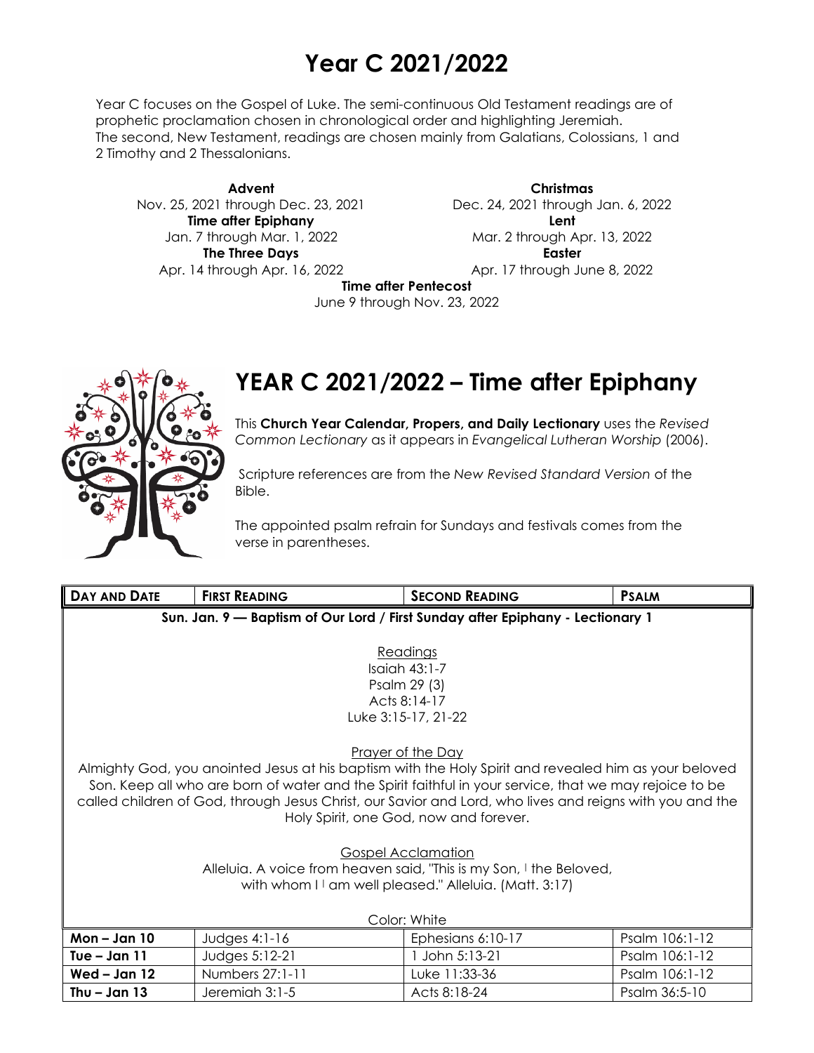# Year C 2021/2022

Year C focuses on the Gospel of Luke. The semi-continuous Old Testament readings are of prophetic proclamation chosen in chronological order and highlighting Jeremiah. The second, New Testament, readings are chosen mainly from Galatians, Colossians, 1 and 2 Timothy and 2 Thessalonians.

**Advent**
Nov. 25, 2021 through Dec. 23, 2021

**Christmas**
Dec. 24, 2021 through Jan. 6, 2022

**Time after Epiphany**
Jan. 7 through Mar. 1, 2022

**Lent**
Mar. 2 through Apr. 13, 2022

**The Three Days**
Apr. 14 through Apr. 16, 2022

**Easter**
Apr. 17 through June 8, 2022

**Time after Pentecost**
June 9 through Nov. 23, 2022

# YEAR C 2021/2022 – Time after Epiphany

This **Church Year Calendar, Propers, and Daily Lectionary** uses the *Revised Common Lectionary* as it appears in *Evangelical Lutheran Worship* (2006).

Scripture references are from the *New Revised Standard Version* of the Bible.

The appointed psalm refrain for Sundays and festivals comes from the verse in parentheses.

| DAY AND DATE | FIRST READING | SECOND READING | PSALM |
|---|---|---|---|
| **Sun. Jan. 9 — Baptism of Our Lord / First Sunday after Epiphany - Lectionary 1**<br><br>Readings<br>Isaiah 43:1-7<br>Psalm 29 (3)<br>Acts 8:14-17<br>Luke 3:15-17, 21-22<br><br>Prayer of the Day<br>Almighty God, you anointed Jesus at his baptism with the Holy Spirit and revealed him as your beloved Son. Keep all who are born of water and the Spirit faithful in your service, that we may rejoice to be called children of God, through Jesus Christ, our Savior and Lord, who lives and reigns with you and the Holy Spirit, one God, now and forever.<br><br>Gospel Acclamation<br>Alleluia. A voice from heaven said, "This is my Son, \| the Beloved, with whom I \| am well pleased." Alleluia. (Matt. 3:17)<br><br>Color: White | | | |
| **Mon – Jan 10** | Judges 4:1-16 | Ephesians 6:10-17 | Psalm 106:1-12 |
| **Tue – Jan 11** | Judges 5:12-21 | 1 John 5:13-21 | Psalm 106:1-12 |
| **Wed – Jan 12** | Numbers 27:1-11 | Luke 11:33-36 | Psalm 106:1-12 |
| **Thu – Jan 13** | Jeremiah 3:1-5 | Acts 8:18-24 | Psalm 36:5-10 |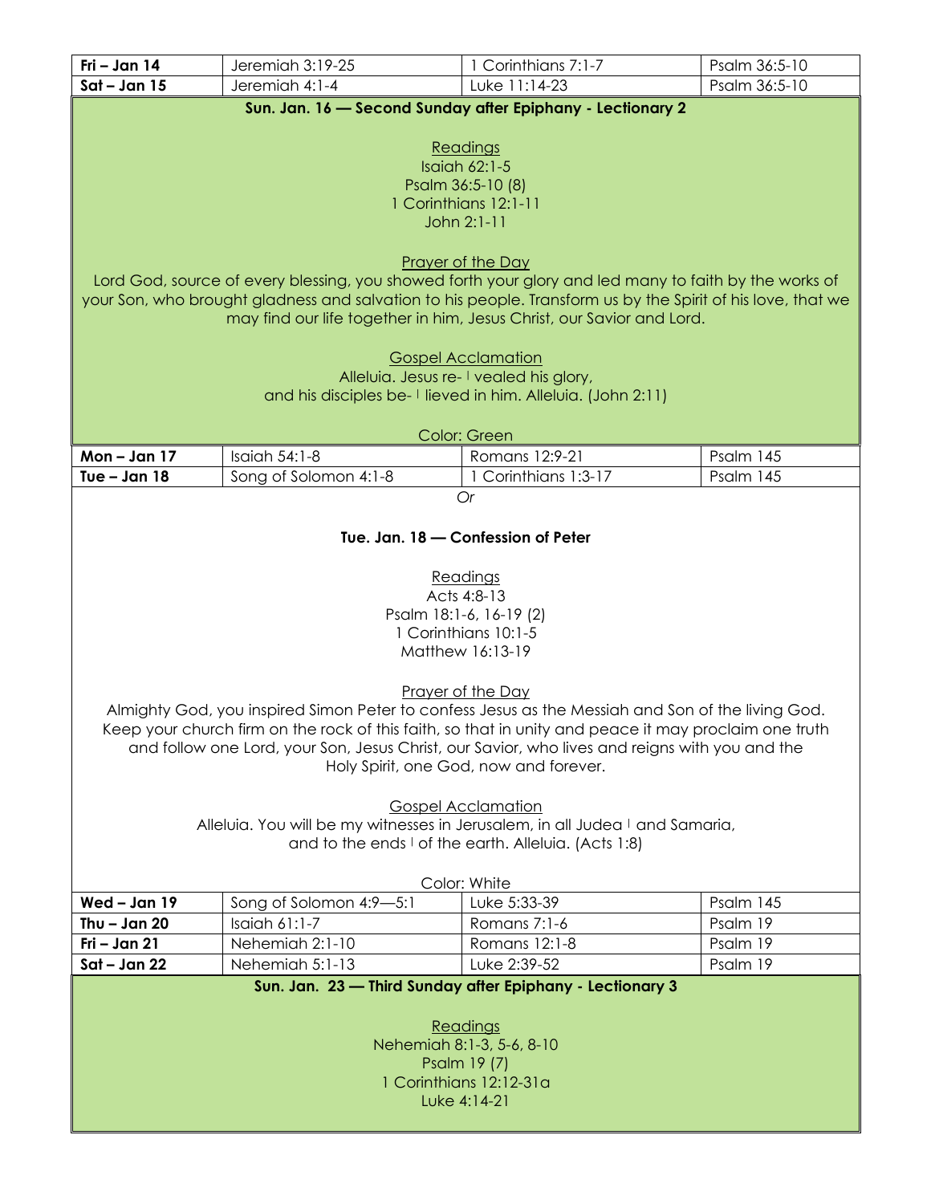| | | | |
|---|---|---|---|
| **Fri – Jan 14** | Jeremiah 3:19-25 | 1 Corinthians 7:1-7 | Psalm 36:5-10 |
| **Sat – Jan 15** | Jeremiah 4:1-4 | Luke 11:14-23 | Psalm 36:5-10 |

**Sun. Jan. 16 — Second Sunday after Epiphany - Lectionary 2**

Readings
Isaiah 62:1-5
Psalm 36:5-10 (8)
1 Corinthians 12:1-11
John 2:1-11

Prayer of the Day
Lord God, source of every blessing, you showed forth your glory and led many to faith by the works of your Son, who brought gladness and salvation to his people. Transform us by the Spirit of his love, that we may find our life together in him, Jesus Christ, our Savior and Lord.

Gospel Acclamation
Alleluia. Jesus re- | vealed his glory,
and his disciples be- | lieved in him. Alleluia. (John 2:11)

Color: Green

| | | | |
|---|---|---|---|
| **Mon – Jan 17** | Isaiah 54:1-8 | Romans 12:9-21 | Psalm 145 |
| **Tue – Jan 18** | Song of Solomon 4:1-8 | 1 Corinthians 1:3-17 | Psalm 145 |

*Or*

**Tue. Jan. 18 — Confession of Peter**

Readings
Acts 4:8-13
Psalm 18:1-6, 16-19 (2)
1 Corinthians 10:1-5
Matthew 16:13-19

Prayer of the Day
Almighty God, you inspired Simon Peter to confess Jesus as the Messiah and Son of the living God. Keep your church firm on the rock of this faith, so that in unity and peace it may proclaim one truth and follow one Lord, your Son, Jesus Christ, our Savior, who lives and reigns with you and the Holy Spirit, one God, now and forever.

Gospel Acclamation
Alleluia. You will be my witnesses in Jerusalem, in all Judea | and Samaria,
and to the ends | of the earth. Alleluia. (Acts 1:8)

Color: White

| | | | |
|---|---|---|---|
| **Wed – Jan 19** | Song of Solomon 4:9—5:1 | Luke 5:33-39 | Psalm 145 |
| **Thu – Jan 20** | Isaiah 61:1-7 | Romans 7:1-6 | Psalm 19 |
| **Fri – Jan 21** | Nehemiah 2:1-10 | Romans 12:1-8 | Psalm 19 |
| **Sat – Jan 22** | Nehemiah 5:1-13 | Luke 2:39-52 | Psalm 19 |

**Sun. Jan. 23 — Third Sunday after Epiphany - Lectionary 3**

Readings
Nehemiah 8:1-3, 5-6, 8-10
Psalm 19 (7)
1 Corinthians 12:12-31a
Luke 4:14-21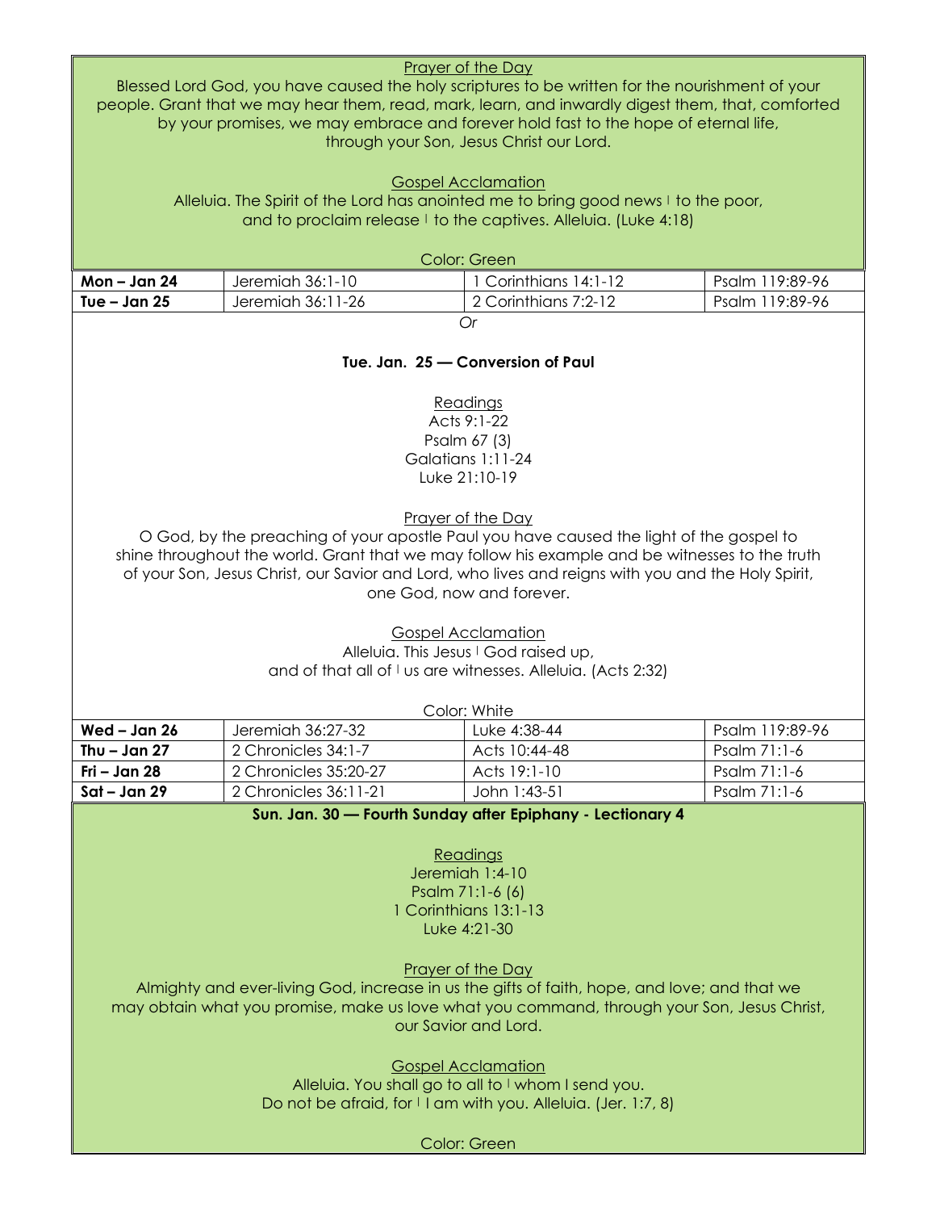Prayer of the Day

Blessed Lord God, you have caused the holy scriptures to be written for the nourishment of your people. Grant that we may hear them, read, mark, learn, and inwardly digest them, that, comforted by your promises, we may embrace and forever hold fast to the hope of eternal life, through your Son, Jesus Christ our Lord.

Gospel Acclamation

Alleluia. The Spirit of the Lord has anointed me to bring good news | to the poor, and to proclaim release | to the captives. Alleluia. (Luke 4:18)

Color: Green

| **Mon – Jan 24** | Jeremiah 36:1-10 | 1 Corinthians 14:1-12 | Psalm 119:89-96 |
|---|---|---|---|
| **Tue – Jan 25** | Jeremiah 36:11-26 | 2 Corinthians 7:2-12 | Psalm 119:89-96 |

*Or*

**Tue. Jan. 25 — Conversion of Paul**

Readings

Acts 9:1-22
Psalm 67 (3)
Galatians 1:11-24
Luke 21:10-19

Prayer of the Day

O God, by the preaching of your apostle Paul you have caused the light of the gospel to shine throughout the world. Grant that we may follow his example and be witnesses to the truth of your Son, Jesus Christ, our Savior and Lord, who lives and reigns with you and the Holy Spirit, one God, now and forever.

Gospel Acclamation

Alleluia. This Jesus | God raised up, and of that all of | us are witnesses. Alleluia. (Acts 2:32)

Color: White

| **Wed – Jan 26** | Jeremiah 36:27-32 | Luke 4:38-44 | Psalm 119:89-96 |
|---|---|---|---|
| **Thu – Jan 27** | 2 Chronicles 34:1-7 | Acts 10:44-48 | Psalm 71:1-6 |
| **Fri – Jan 28** | 2 Chronicles 35:20-27 | Acts 19:1-10 | Psalm 71:1-6 |
| **Sat – Jan 29** | 2 Chronicles 36:11-21 | John 1:43-51 | Psalm 71:1-6 |

**Sun. Jan. 30 — Fourth Sunday after Epiphany - Lectionary 4**

Readings

Jeremiah 1:4-10
Psalm 71:1-6 (6)
1 Corinthians 13:1-13
Luke 4:21-30

Prayer of the Day

Almighty and ever-living God, increase in us the gifts of faith, hope, and love; and that we may obtain what you promise, make us love what you command, through your Son, Jesus Christ, our Savior and Lord.

Gospel Acclamation

Alleluia. You shall go to all to | whom I send you. Do not be afraid, for | I am with you. Alleluia. (Jer. 1:7, 8)

Color: Green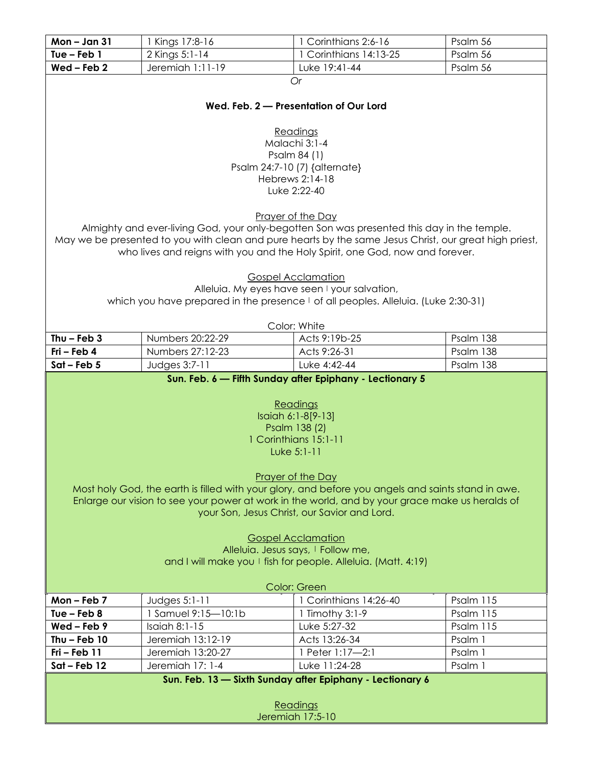| | | | |
|---|---|---|---|
| **Mon – Jan 31** | 1 Kings 17:8-16 | 1 Corinthians 2:6-16 | Psalm 56 |
| **Tue – Feb 1** | 2 Kings 5:1-14 | 1 Corinthians 14:13-25 | Psalm 56 |
| **Wed – Feb 2** | Jeremiah 1:11-19 | Luke 19:41-44 | Psalm 56 |

*Or*

**Wed. Feb. 2 — Presentation of Our Lord**

Readings
Malachi 3:1-4
Psalm 84 (1)
Psalm 24:7-10 (7) {alternate}
Hebrews 2:14-18
Luke 2:22-40

Prayer of the Day
Almighty and ever-living God, your only-begotten Son was presented this day in the temple.
May we be presented to you with clean and pure hearts by the same Jesus Christ, our great high priest, who lives and reigns with you and the Holy Spirit, one God, now and forever.

Gospel Acclamation
Alleluia. My eyes have seen | your salvation,
which you have prepared in the presence | of all peoples. Alleluia. (Luke 2:30-31)

Color: White

| | | | |
|---|---|---|---|
| **Thu – Feb 3** | Numbers 20:22-29 | Acts 9:19b-25 | Psalm 138 |
| **Fri – Feb 4** | Numbers 27:12-23 | Acts 9:26-31 | Psalm 138 |
| **Sat – Feb 5** | Judges 3:7-11 | Luke 4:42-44 | Psalm 138 |

**Sun. Feb. 6 — Fifth Sunday after Epiphany - Lectionary 5**

Readings
Isaiah 6:1-8[9-13]
Psalm 138 (2)
1 Corinthians 15:1-11
Luke 5:1-11

Prayer of the Day
Most holy God, the earth is filled with your glory, and before you angels and saints stand in awe. Enlarge our vision to see your power at work in the world, and by your grace make us heralds of your Son, Jesus Christ, our Savior and Lord.

Gospel Acclamation
Alleluia. Jesus says, | Follow me,
and I will make you | fish for people. Alleluia. (Matt. 4:19)

Color: Green

| | | | |
|---|---|---|---|
| **Mon – Feb 7** | Judges 5:1-11 | 1 Corinthians 14:26-40 | Psalm 115 |
| **Tue – Feb 8** | 1 Samuel 9:15—10:1b | 1 Timothy 3:1-9 | Psalm 115 |
| **Wed – Feb 9** | Isaiah 8:1-15 | Luke 5:27-32 | Psalm 115 |
| **Thu – Feb 10** | Jeremiah 13:12-19 | Acts 13:26-34 | Psalm 1 |
| **Fri – Feb 11** | Jeremiah 13:20-27 | 1 Peter 1:17—2:1 | Psalm 1 |
| **Sat – Feb 12** | Jeremiah 17: 1-4 | Luke 11:24-28 | Psalm 1 |

**Sun. Feb. 13 — Sixth Sunday after Epiphany - Lectionary 6**

Readings
Jeremiah 17:5-10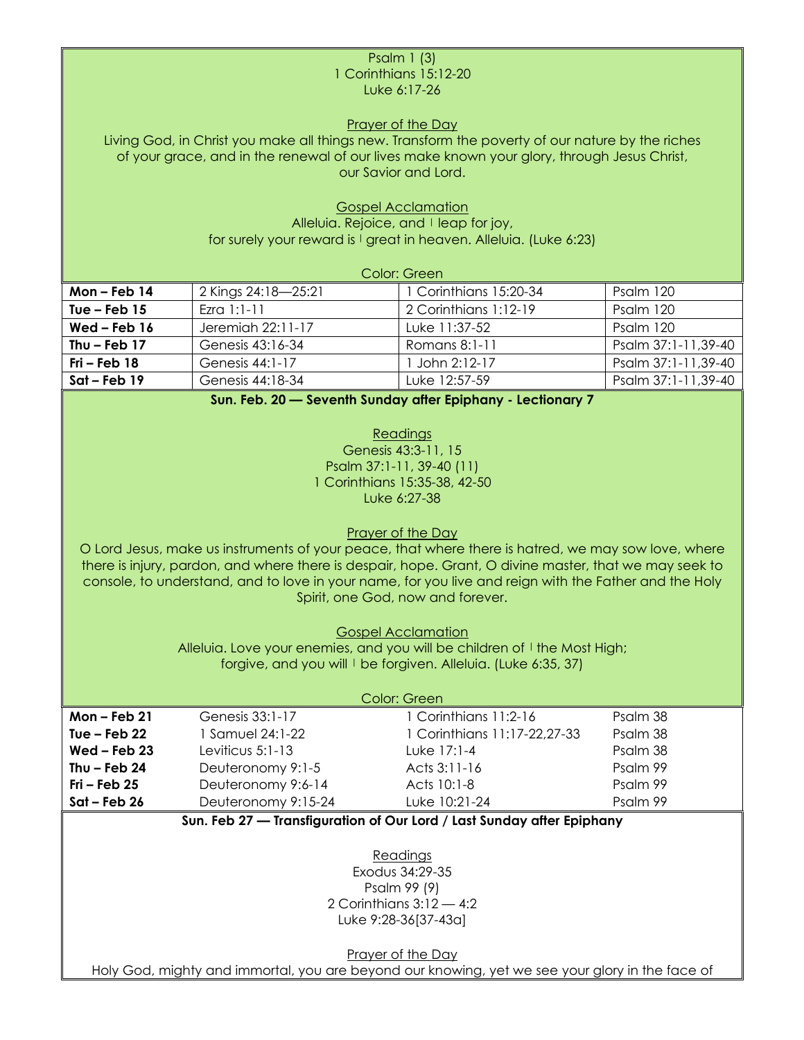Psalm 1 (3)
1 Corinthians 15:12-20
Luke 6:17-26

Prayer of the Day

Living God, in Christ you make all things new. Transform the poverty of our nature by the riches of your grace, and in the renewal of our lives make known your glory, through Jesus Christ, our Savior and Lord.

Gospel Acclamation

Alleluia. Rejoice, and | leap for joy,
for surely your reward is | great in heaven. Alleluia. (Luke 6:23)

Color: Green

| | | | |
|---|---|---|---|
| **Mon – Feb 14** | 2 Kings 24:18—25:21 | 1 Corinthians 15:20-34 | Psalm 120 |
| **Tue – Feb 15** | Ezra 1:1-11 | 2 Corinthians 1:12-19 | Psalm 120 |
| **Wed – Feb 16** | Jeremiah 22:11-17 | Luke 11:37-52 | Psalm 120 |
| **Thu – Feb 17** | Genesis 43:16-34 | Romans 8:1-11 | Psalm 37:1-11,39-40 |
| **Fri – Feb 18** | Genesis 44:1-17 | 1 John 2:12-17 | Psalm 37:1-11,39-40 |
| **Sat – Feb 19** | Genesis 44:18-34 | Luke 12:57-59 | Psalm 37:1-11,39-40 |

**Sun. Feb. 20 — Seventh Sunday after Epiphany - Lectionary 7**

Readings

Genesis 43:3-11, 15
Psalm 37:1-11, 39-40 (11)
1 Corinthians 15:35-38, 42-50
Luke 6:27-38

Prayer of the Day

O Lord Jesus, make us instruments of your peace, that where there is hatred, we may sow love, where there is injury, pardon, and where there is despair, hope. Grant, O divine master, that we may seek to console, to understand, and to love in your name, for you live and reign with the Father and the Holy Spirit, one God, now and forever.

Gospel Acclamation

Alleluia. Love your enemies, and you will be children of | the Most High;
forgive, and you will | be forgiven. Alleluia. (Luke 6:35, 37)

Color: Green

| | | | |
|---|---|---|---|
| **Mon – Feb 21** | Genesis 33:1-17 | 1 Corinthians 11:2-16 | Psalm 38 |
| **Tue – Feb 22** | 1 Samuel 24:1-22 | 1 Corinthians 11:17-22,27-33 | Psalm 38 |
| **Wed – Feb 23** | Leviticus 5:1-13 | Luke 17:1-4 | Psalm 38 |
| **Thu – Feb 24** | Deuteronomy 9:1-5 | Acts 3:11-16 | Psalm 99 |
| **Fri – Feb 25** | Deuteronomy 9:6-14 | Acts 10:1-8 | Psalm 99 |
| **Sat – Feb 26** | Deuteronomy 9:15-24 | Luke 10:21-24 | Psalm 99 |

**Sun. Feb 27 — Transfiguration of Our Lord / Last Sunday after Epiphany**

Readings

Exodus 34:29-35
Psalm 99 (9)
2 Corinthians 3:12 — 4:2
Luke 9:28-36[37-43a]

Prayer of the Day

Holy God, mighty and immortal, you are beyond our knowing, yet we see your glory in the face of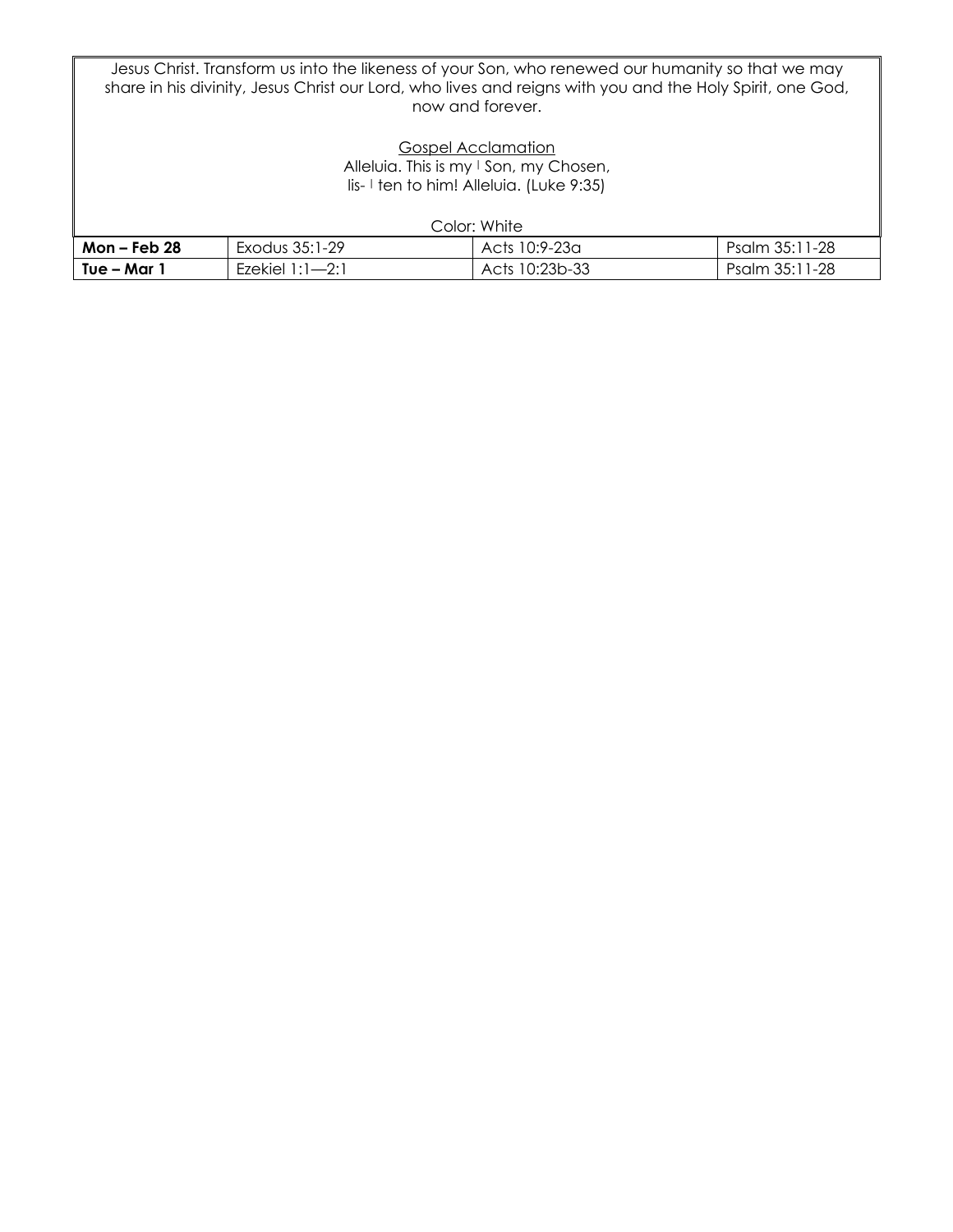Jesus Christ. Transform us into the likeness of your Son, who renewed our humanity so that we may share in his divinity, Jesus Christ our Lord, who lives and reigns with you and the Holy Spirit, one God, now and forever.

<u>Gospel Acclamation</u>

Alleluia. This is my | Son, my Chosen,
lis- | ten to him! Alleluia. (Luke 9:35)

Color: White

| | | | |
|---|---|---|---|
| **Mon – Feb 28** | Exodus 35:1-29 | Acts 10:9-23a | Psalm 35:11-28 |
| **Tue – Mar 1** | Ezekiel 1:1—2:1 | Acts 10:23b-33 | Psalm 35:11-28 |